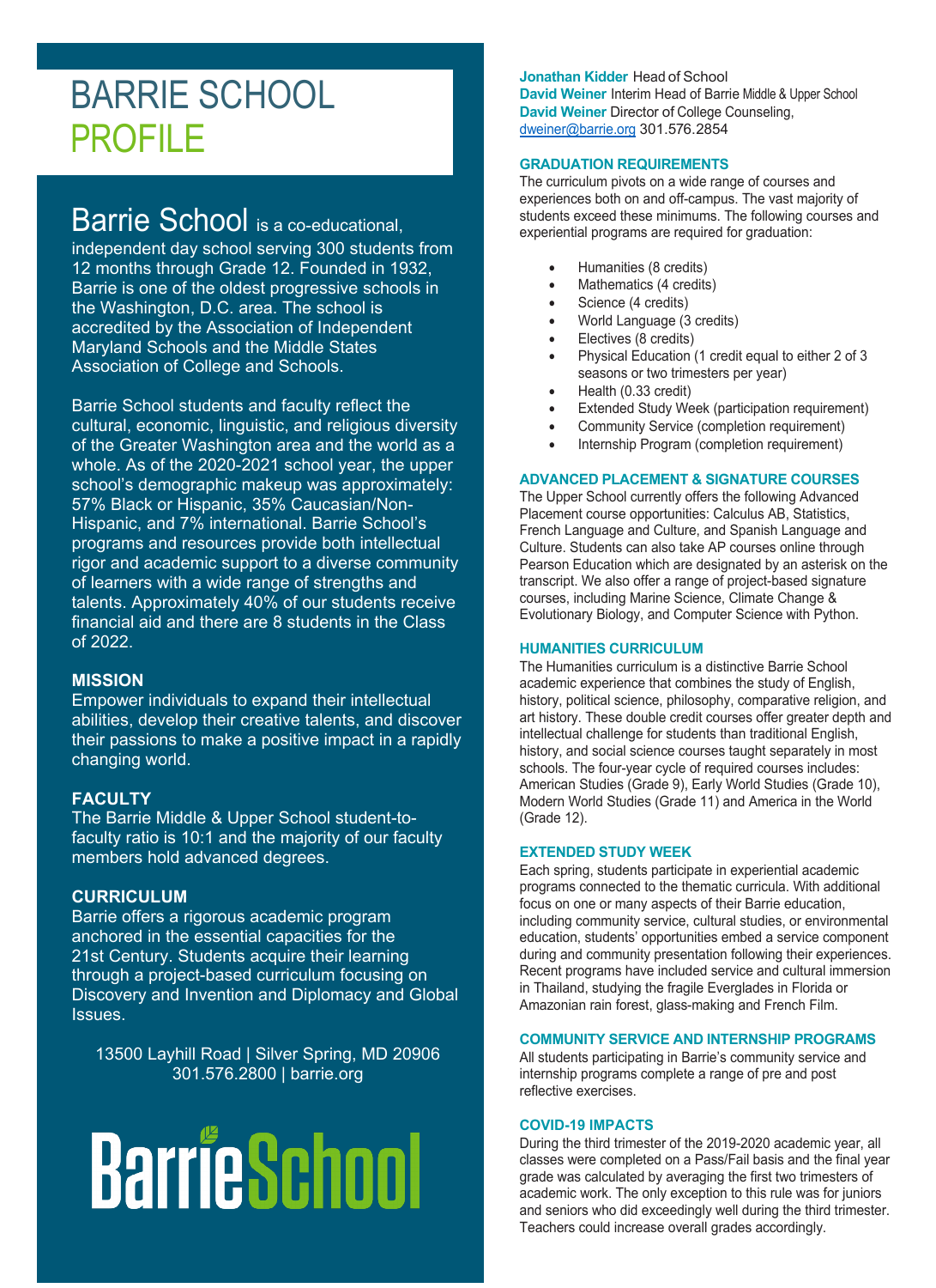# BARRIE SCHOOL PROFILE

**Barrie School** is a co-educational, independent day school serving 300 students from 12 months through Grade 12. Founded in 1932, Barrie is one of the oldest progressive schools in the Washington, D.C. area. The school is accredited by the Association of Independent Maryland Schools and the Middle States Association of College and Schools.

Barrie School students and faculty reflect the cultural, economic, linguistic, and religious diversity of the Greater Washington area and the world as a whole. As of the 2020-2021 school year, the upper school's demographic makeup was approximately: 57% Black or Hispanic, 35% Caucasian/Non-Hispanic, and 7% international. Barrie School's programs and resources provide both intellectual rigor and academic support to a diverse community of learners with a wide range of strengths and talents. Approximately 40% of our students receive financial aid and there are 8 students in the Class of 2022.

## MISSION

Empower individuals to expand their intellectual abilities, develop their creative talents, and discover their passions to make a positive impact in a rapidly changing world.

## FACULTY

The Barrie Middle & Upper School student-to-faculty ratio is 10:1 and the majority of our faculty members hold advanced degrees.

## CURRICULUM

Barrie offers a rigorous academic program anchored in the essential capacities for the 21st Century. Students acquire their learning through a project-based curriculum focusing on Discovery and Invention and Diplomacy and Global Issues.

13500 Layhill Road | Silver Spring, MD 20906
301.576.2800 | barrie.org

**Barrie School**

**Jonathan Kidder** Head of School
**David Weiner** Interim Head of Barrie Middle & Upper School
**David Weiner** Director of College Counseling, dweiner@barrie.org 301.576.2854

## GRADUATION REQUIREMENTS

The curriculum pivots on a wide range of courses and experiences both on and off-campus. The vast majority of students exceed these minimums. The following courses and experiential programs are required for graduation:

- Humanities (8 credits)
- Mathematics (4 credits)
- Science (4 credits)
- World Language (3 credits)
- Electives (8 credits)
- Physical Education (1 credit equal to either 2 of 3 seasons or two trimesters per year)
- Health (0.33 credit)
- Extended Study Week (participation requirement)
- Community Service (completion requirement)
- Internship Program (completion requirement)

## ADVANCED PLACEMENT & SIGNATURE COURSES

The Upper School currently offers the following Advanced Placement course opportunities: Calculus AB, Statistics, French Language and Culture, and Spanish Language and Culture. Students can also take AP courses online through Pearson Education which are designated by an asterisk on the transcript. We also offer a range of project-based signature courses, including Marine Science, Climate Change & Evolutionary Biology, and Computer Science with Python.

## HUMANITIES CURRICULUM

The Humanities curriculum is a distinctive Barrie School academic experience that combines the study of English, history, political science, philosophy, comparative religion, and art history. These double credit courses offer greater depth and intellectual challenge for students than traditional English, history, and social science courses taught separately in most schools. The four-year cycle of required courses includes: American Studies (Grade 9), Early World Studies (Grade 10), Modern World Studies (Grade 11) and America in the World (Grade 12).

## EXTENDED STUDY WEEK

Each spring, students participate in experiential academic programs connected to the thematic curricula. With additional focus on one or many aspects of their Barrie education, including community service, cultural studies, or environmental education, students' opportunities embed a service component during and community presentation following their experiences. Recent programs have included service and cultural immersion in Thailand, studying the fragile Everglades in Florida or Amazonian rain forest, glass-making and French Film.

## COMMUNITY SERVICE AND INTERNSHIP PROGRAMS

All students participating in Barrie's community service and internship programs complete a range of pre and post reflective exercises.

## COVID-19 IMPACTS

During the third trimester of the 2019-2020 academic year, all classes were completed on a Pass/Fail basis and the final year grade was calculated by averaging the first two trimesters of academic work. The only exception to this rule was for juniors and seniors who did exceedingly well during the third trimester. Teachers could increase overall grades accordingly.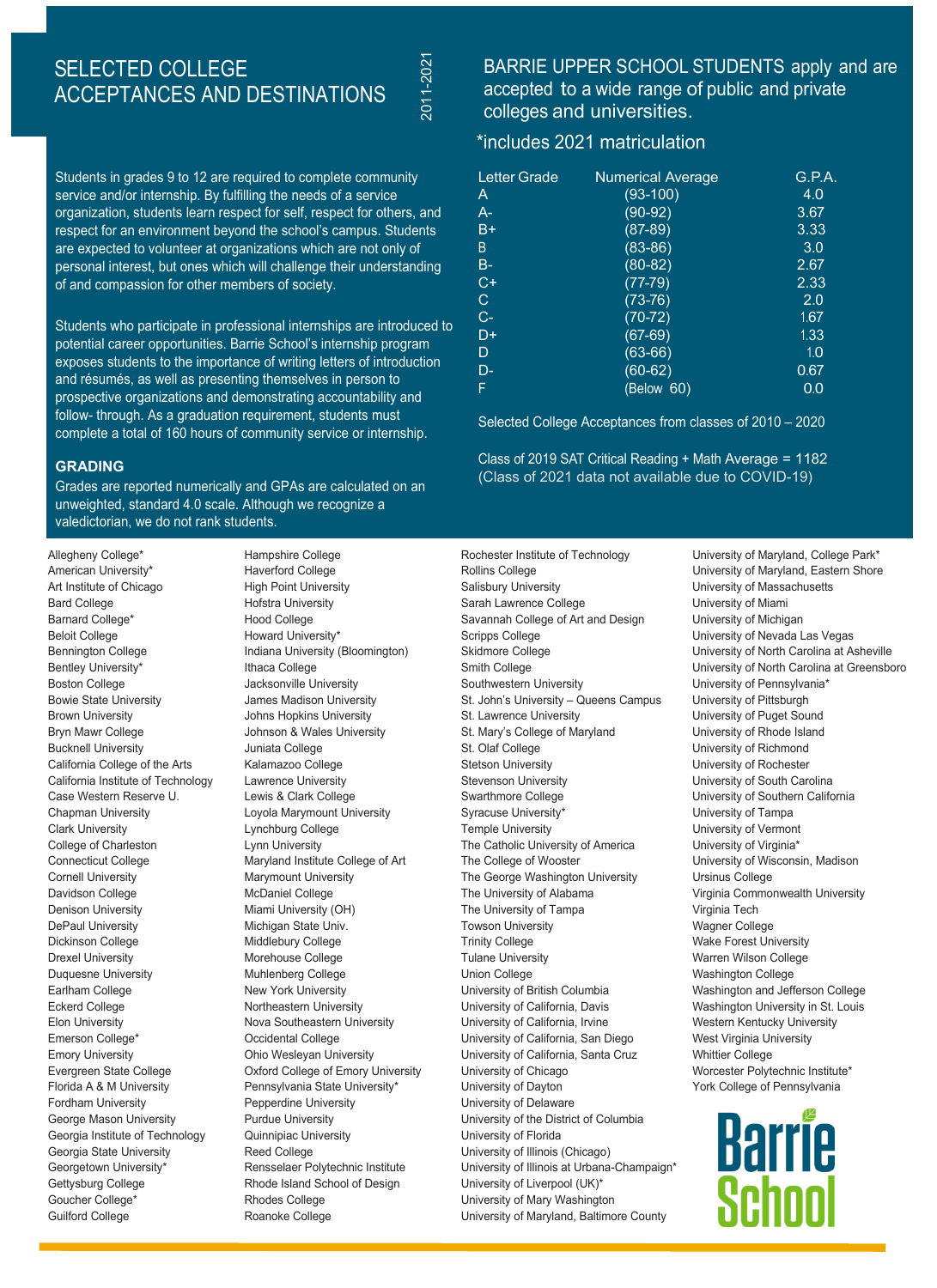# SELECTED COLLEGE ACCEPTANCES AND DESTINATIONS

2011-2021

BARRIE UPPER SCHOOL STUDENTS apply and are accepted to a wide range of public and private colleges and universities.

*includes 2021 matriculation

Students in grades 9 to 12 are required to complete community service and/or internship. By fulfilling the needs of a service organization, students learn respect for self, respect for others, and respect for an environment beyond the school's campus. Students are expected to volunteer at organizations which are not only of personal interest, but ones which will challenge their understanding of and compassion for other members of society.

Students who participate in professional internships are introduced to potential career opportunities. Barrie School's internship program exposes students to the importance of writing letters of introduction and résumés, as well as presenting themselves in person to prospective organizations and demonstrating accountability and follow- through. As a graduation requirement, students must complete a total of 160 hours of community service or internship.

## GRADING

Grades are reported numerically and GPAs are calculated on an unweighted, standard 4.0 scale. Although we recognize a valedictorian, we do not rank students.

| Letter Grade | Numerical Average | G.P.A. |
|---|---|---|
| A | (93-100) | 4.0 |
| A- | (90-92) | 3.67 |
| B+ | (87-89) | 3.33 |
| B | (83-86) | 3.0 |
| B- | (80-82) | 2.67 |
| C+ | (77-79) | 2.33 |
| C | (73-76) | 2.0 |
| C- | (70-72) | 1.67 |
| D+ | (67-69) | 1.33 |
| D | (63-66) | 1.0 |
| D- | (60-62) | 0.67 |
| F | (Below 60) | 0.0 |

Selected College Acceptances from classes of 2010 – 2020

Class of 2019 SAT Critical Reading + Math Average = 1182
(Class of 2021 data not available due to COVID-19)

Allegheny College*
American University*
Art Institute of Chicago
Bard College
Barnard College*
Beloit College
Bennington College
Bentley University*
Boston College
Bowie State University
Brown University
Bryn Mawr College
Bucknell University
California College of the Arts
California Institute of Technology
Case Western Reserve U.
Chapman University
Clark University
College of Charleston
Connecticut College
Cornell University
Davidson College
Denison University
DePaul University
Dickinson College
Drexel University
Duquesne University
Earlham College
Eckerd College
Elon University
Emerson College*
Emory University
Evergreen State College
Florida A & M University
Fordham University
George Mason University
Georgia Institute of Technology
Georgia State University
Georgetown University*
Gettysburg College
Goucher College*
Guilford College
Hampshire College
Haverford College
High Point University
Hofstra University
Hood College
Howard University*
Indiana University (Bloomington)
Ithaca College
Jacksonville University
James Madison University
Johns Hopkins University
Johnson & Wales University
Juniata College
Kalamazoo College
Lawrence University
Lewis & Clark College
Loyola Marymount University
Lynchburg College
Lynn University
Maryland Institute College of Art
Marymount University
McDaniel College
Miami University (OH)
Michigan State Univ.
Middlebury College
Morehouse College
Muhlenberg College
New York University
Northeastern University
Nova Southeastern University
Occidental College
Ohio Wesleyan University
Oxford College of Emory University
Pennsylvania State University*
Pepperdine University
Purdue University
Quinnipiac University
Reed College
Rensselaer Polytechnic Institute
Rhode Island School of Design
Rhodes College
Roanoke College
Rochester Institute of Technology
Rollins College
Salisbury University
Sarah Lawrence College
Savannah College of Art and Design
Scripps College
Skidmore College
Smith College
Southwestern University
St. John's University – Queens Campus
St. Lawrence University
St. Mary's College of Maryland
St. Olaf College
Stetson University
Stevenson University
Swarthmore College
Syracuse University*
Temple University
The Catholic University of America
The College of Wooster
The George Washington University
The University of Alabama
The University of Tampa
Towson University
Trinity College
Tulane University
Union College
University of British Columbia
University of California, Davis
University of California, Irvine
University of California, San Diego
University of California, Santa Cruz
University of Chicago
University of Dayton
University of Delaware
University of the District of Columbia
University of Florida
University of Illinois (Chicago)
University of Illinois at Urbana-Champaign*
University of Liverpool (UK)*
University of Mary Washington
University of Maryland, Baltimore County
University of Maryland, College Park*
University of Maryland, Eastern Shore
University of Massachusetts
University of Miami
University of Michigan
University of Nevada Las Vegas
University of North Carolina at Asheville
University of North Carolina at Greensboro
University of Pennsylvania*
University of Pittsburgh
University of Puget Sound
University of Rhode Island
University of Richmond
University of Rochester
University of South Carolina
University of Southern California
University of Tampa
University of Vermont
University of Virginia*
University of Wisconsin, Madison
Ursinus College
Virginia Commonwealth University
Virginia Tech
Wagner College
Wake Forest University
Warren Wilson College
Washington College
Washington and Jefferson College
Washington University in St. Louis
Western Kentucky University
West Virginia University
Whittier College
Worcester Polytechnic Institute*
York College of Pennsylvania

Barrie School